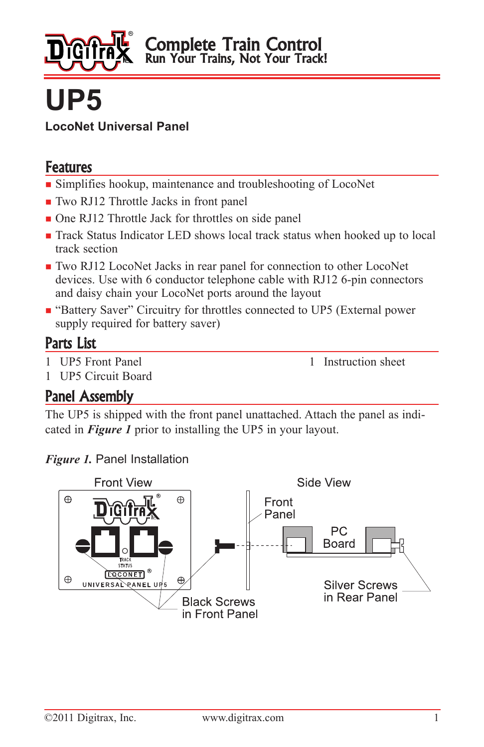Complete Train Control
Run Your Trains, Not Your Track!

# UP5

**LocoNet Universal Panel**

## Features

- Simplifies hookup, maintenance and troubleshooting of LocoNet
- Two RJ12 Throttle Jacks in front panel
- One RJ12 Throttle Jack for throttles on side panel
- Track Status Indicator LED shows local track status when hooked up to local track section
- Two RJ12 LocoNet Jacks in rear panel for connection to other LocoNet devices. Use with 6 conductor telephone cable with RJ12 6-pin connectors and daisy chain your LocoNet ports around the layout
- "Battery Saver" Circuitry for throttles connected to UP5 (External power supply required for battery saver)

## Parts List

1 UP5 Front Panel
1 UP5 Circuit Board
1 Instruction sheet

## Panel Assembly

The UP5 is shipped with the front panel unattached. Attach the panel as indicated in ***Figure 1*** prior to installing the UP5 in your layout.

***Figure 1.*** Panel Installation

Front View | Side View

Front Panel | PC Board

Black Screws in Front Panel | Silver Screws in Rear Panel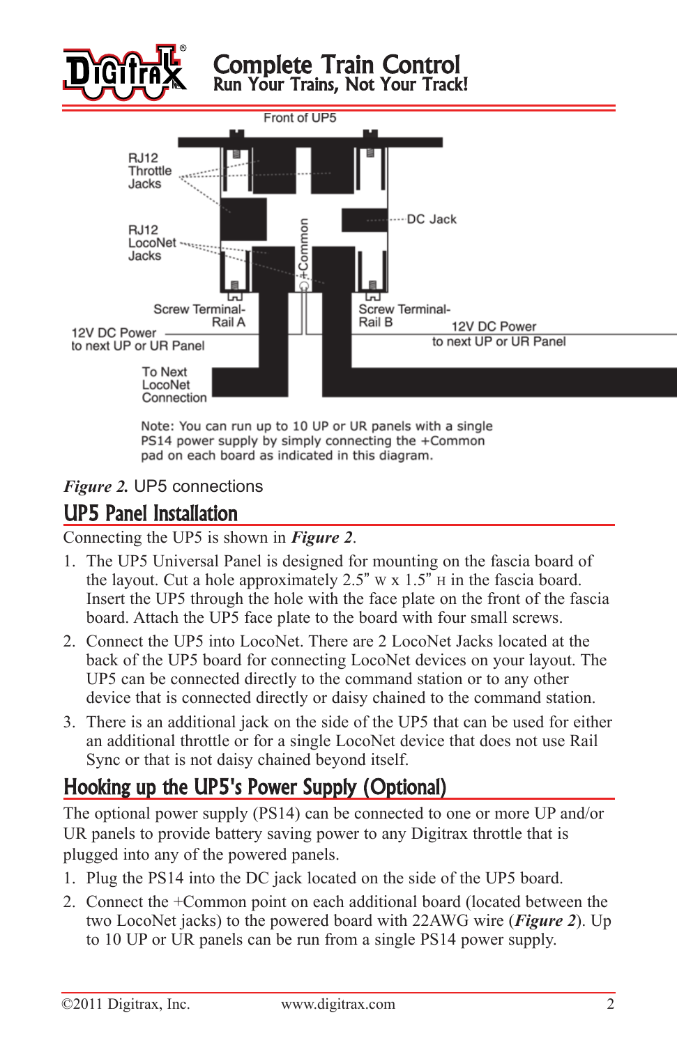Front of UP5

RJ12 Throttle Jacks

DC Jack

RJ12 LocoNet Jacks

+Common

Screw Terminal- Rail A

Screw Terminal- Rail B

12V DC Power to next UP or UR Panel

12V DC Power to next UP or UR Panel

To Next LocoNet Connection

Note: You can run up to 10 UP or UR panels with a single PS14 power supply by simply connecting the +Common pad on each board as indicated in this diagram.

***Figure 2.*** UP5 connections

## UP5 Panel Installation

Connecting the UP5 is shown in ***Figure 2***.

1. The UP5 Universal Panel is designed for mounting on the fascia board of the layout. Cut a hole approximately 2.5" W x 1.5" H in the fascia board. Insert the UP5 through the hole with the face plate on the front of the fascia board. Attach the UP5 face plate to the board with four small screws.
2. Connect the UP5 into LocoNet. There are 2 LocoNet Jacks located at the back of the UP5 board for connecting LocoNet devices on your layout. The UP5 can be connected directly to the command station or to any other device that is connected directly or daisy chained to the command station.
3. There is an additional jack on the side of the UP5 that can be used for either an additional throttle or for a single LocoNet device that does not use Rail Sync or that is not daisy chained beyond itself.

## Hooking up the UP5's Power Supply (Optional)

The optional power supply (PS14) can be connected to one or more UP and/or UR panels to provide battery saving power to any Digitrax throttle that is plugged into any of the powered panels.

1. Plug the PS14 into the DC jack located on the side of the UP5 board.
2. Connect the +Common point on each additional board (located between the two LocoNet jacks) to the powered board with 22AWG wire (***Figure 2***). Up to 10 UP or UR panels can be run from a single PS14 power supply.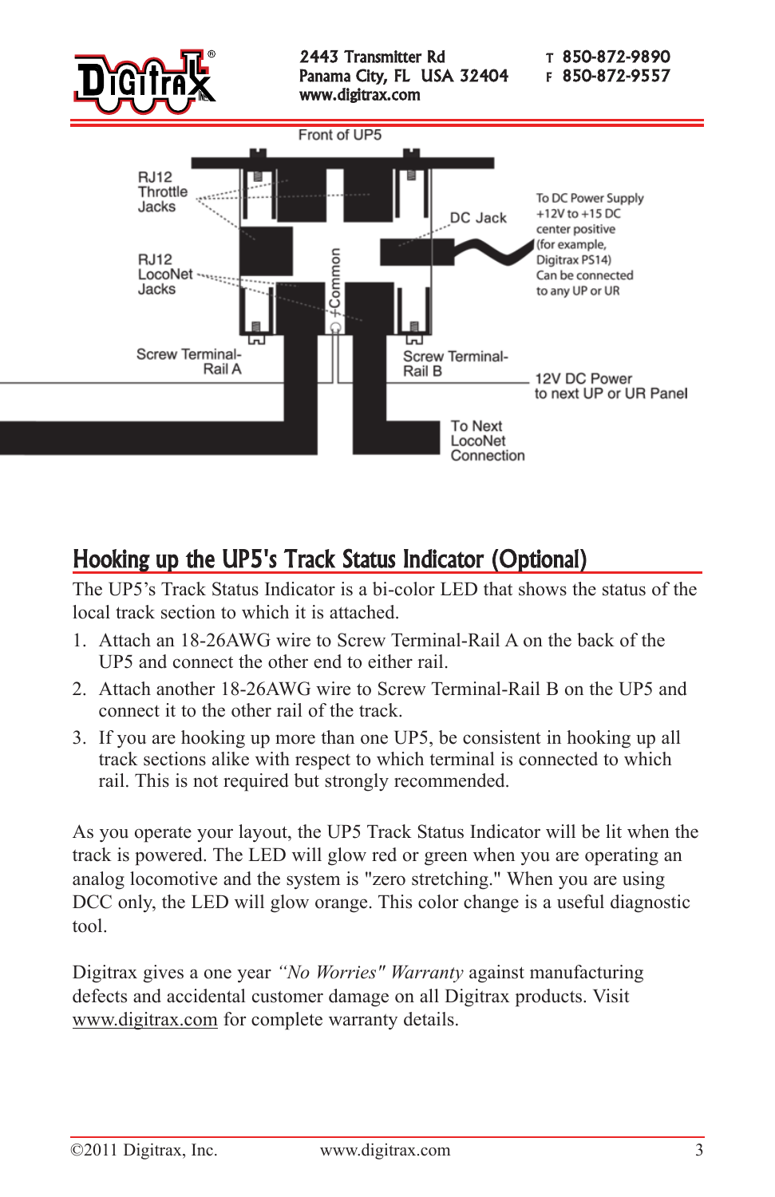Front of UP5

RJ12 Throttle Jacks

RJ12 LocoNet Jacks

DC Jack

To DC Power Supply +12V to +15 DC center positive (for example, Digitrax PS14) Can be connected to any UP or UR

Common

Screw Terminal- Rail A

Screw Terminal- Rail B

12V DC Power to next UP or UR Panel

To Next LocoNet Connection

## Hooking up the UP5's Track Status Indicator (Optional)

The UP5's Track Status Indicator is a bi-color LED that shows the status of the local track section to which it is attached.

1. Attach an 18-26AWG wire to Screw Terminal-Rail A on the back of the UP5 and connect the other end to either rail.
2. Attach another 18-26AWG wire to Screw Terminal-Rail B on the UP5 and connect it to the other rail of the track.
3. If you are hooking up more than one UP5, be consistent in hooking up all track sections alike with respect to which terminal is connected to which rail. This is not required but strongly recommended.

As you operate your layout, the UP5 Track Status Indicator will be lit when the track is powered. The LED will glow red or green when you are operating an analog locomotive and the system is "zero stretching." When you are using DCC only, the LED will glow orange. This color change is a useful diagnostic tool.

Digitrax gives a one year *"No Worries" Warranty* against manufacturing defects and accidental customer damage on all Digitrax products. Visit www.digitrax.com for complete warranty details.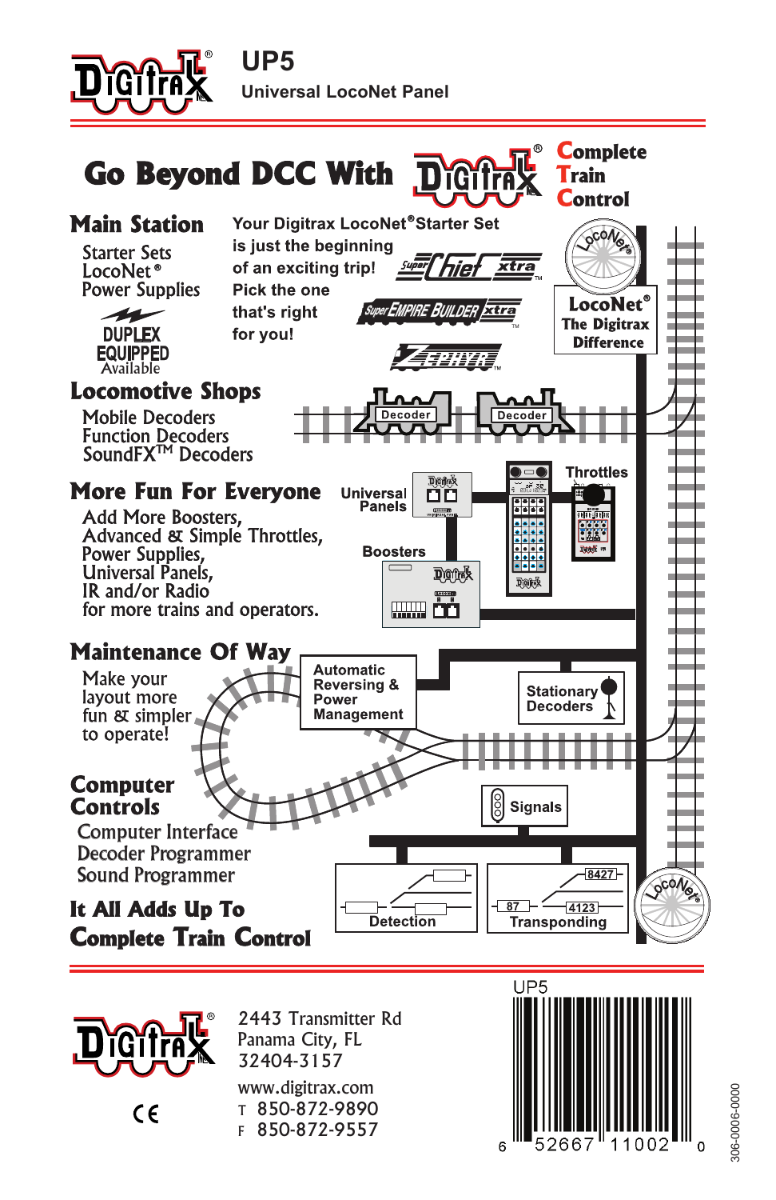# UP5

**Universal LocoNet Panel**

## Go Beyond DCC With Digitrax

**Complete Train Control**

### Main Station

Starter Sets
LocoNet®
Power Supplies

DUPLEX EQUIPPED Available

Your Digitrax LocoNet® Starter Set is just the beginning of an exciting trip! Pick the one that's right for you!

Super Chief xtra™

Super EMPIRE BUILDER xtra™

Zephyr™

LocoNet® The Digitrax Difference

### Locomotive Shops

Mobile Decoders
Function Decoders
SoundFX™ Decoders

Decoder

Decoder

### More Fun For Everyone

Add More Boosters,
Advanced & Simple Throttles,
Power Supplies,
Universal Panels,
IR and/or Radio
for more trains and operators.

Universal Panels

Throttles

Boosters

### Maintenance Of Way

Make your layout more fun & simpler to operate!

Automatic Reversing & Power Management

Stationary Decoders

### Computer Controls

Computer Interface
Decoder Programmer
Sound Programmer

Signals

Detection

8427

87

4123

Transponding

### It All Adds Up To Complete Train Control

Digitrax®

2443 Transmitter Rd
Panama City, FL
32404-3157

www.digitrax.com
T 850-872-9890
F 850-872-9557

UP5

6 52667 11002 0

306-0006-0000